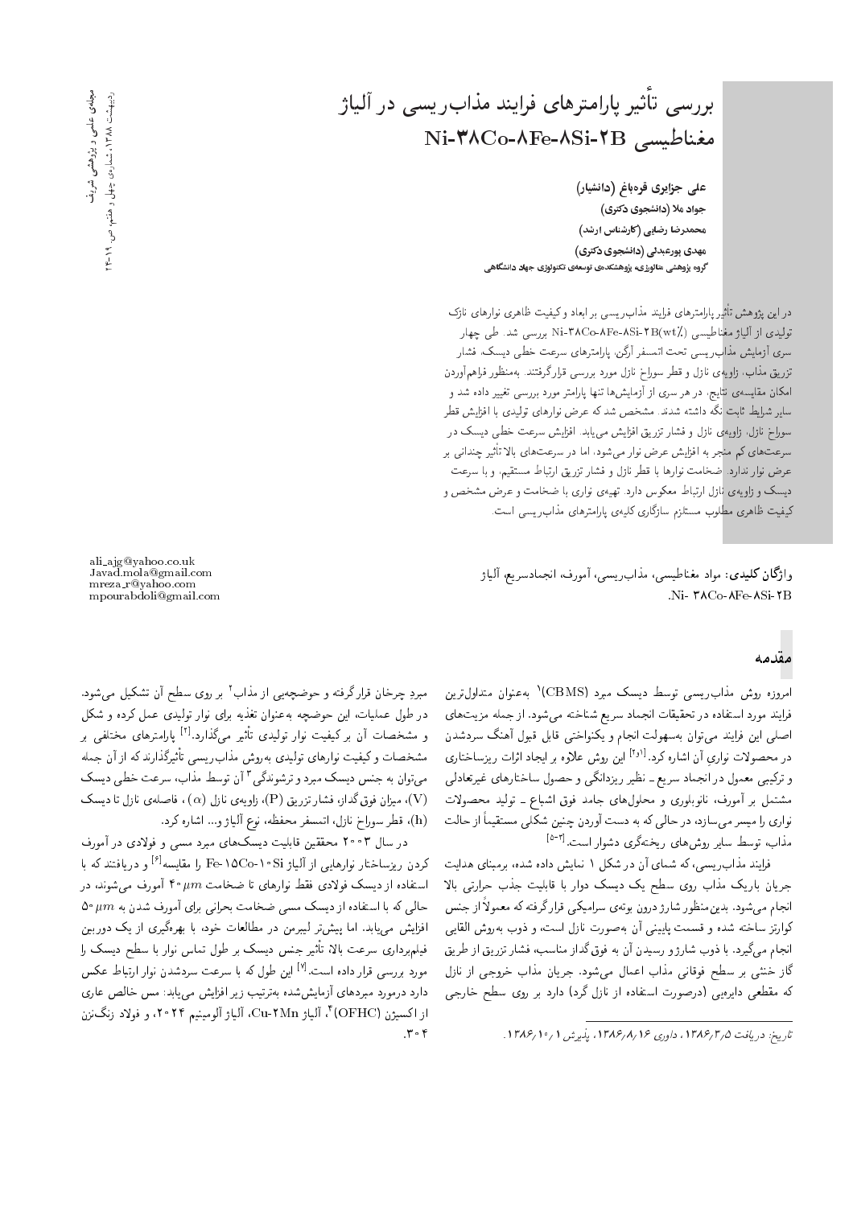# بررسی تأثیر پارامترهای فرایند مذاب‌ریسی در آلیاژ مغناطیسی Ni-۳۸Co-۸Fe-۸Si-۲B

**علی جزایری قره‌باغ (دانشیار)**
**جواد ملا (دانشجوی دکتری)**
**محمدرضا رضایی (کارشناس ارشد)**
**مهدی پورعبدلی (دانشجوی دکتری)**
**گروه پژوهشی متالورژی، پژوهشکده‌ی توسعه‌ی تکنولوژی جهاد دانشگاهی**

در این پژوهش تأثیر پارامترهای فرایند مذاب‌ریسی بر ابعاد و کیفیت ظاهری نوارهای نازک تولیدی از آلیاژ مغناطیسی Ni-۳۸Co-۸Fe-۸Si-۲B(wt٪) بررسی شد. طی چهار سری آزمایش مذاب‌ریسی تحت اتمسفر آرگن، پارامترهای سرعت خطی دیسک، فشار تزریق مذاب، زاویه‌ی نازل و قطر سوراخ نازل مورد بررسی قرارگرفتند. به‌منظور فراهم‌آوردن امکان مقایسه‌ی نتایج، در هر سری از آزمایش‌ها تنها پارامتر مورد بررسی تغییر داده شد و سایر شرایط ثابت نگه داشته شدند. مشخص شد که عرض نوارهای تولیدی با افزایش قطر سوراخ نازل، زاویه‌ی نازل و فشار تزریق افزایش می‌یابد. افزایش سرعت خطی دیسک در سرعت‌های کم منجر به افزایش عرض نوار می‌شود، اما در سرعت‌های بالا تأثیر چندانی بر عرض نوار ندارد. ضخامت نوارها با قطر نازل و فشار تزریق ارتباط مستقیم، و با سرعت دیسک و زاویه‌ی نازل ارتباط معکوس دارد. تهیه‌ی نواری با ضخامت و عرض مشخص و کیفیت ظاهری مطلوب مستلزم سازگاری کلیه‌ی پارامترهای مذاب‌ریسی است.

**واژگان کلیدی:** مواد مغناطیسی، مذاب‌ریسی، آمورف، انجمادسریع، آلیاژ Ni- ۳۸Co-۸Fe-۸Si-۲B.

ali_ajg@yahoo.co.uk
Javad.mola@gmail.com
mreza_r@yahoo.com
mpourabdoli@gmail.com

## مقدمه

امروزه روش مذاب‌ریسی توسط دیسک مبرد (CBMS)[۱] به‌عنوان متداول‌ترین فرایند مورد استفاده در تحقیقات انجماد سریع شناخته می‌شود. از جمله مزیت‌های اصلی این فرایند می‌توان به‌سهولت انجام و یکنواختی قابل قبول آهنگ سردشدن در محصولات نواری آن اشاره کرد.[۱و۲] این روش علاوه بر ایجاد اثرات ریزساختاری و ترکیبی معمول در انجماد سریع ـ نظیر ریزدانگی و حصول ساختارهای غیرتعادلی مشتمل بر آمورف، نانوبلوری و محلول‌های جامد فوق اشباع ـ تولید محصولات نواری را میسر می‌سازد، در حالی که به دست آوردن چنین شکلی مستقیماً از حالت مذاب، توسط سایر روش‌های ریخته‌گری دشوار است.[۳-۵]

فرایند مذاب‌ریسی، که شمای آن در شکل ۱ نمایش داده شده، برمبنای هدایت جریان باریک مذاب روی سطح یک دیسک دوار با قابلیت جذب حرارتی بالا انجام می‌شود. بدین‌منظور شارژ درون بوته‌ی سرامیکی قرارگرفته که معمولاً از جنس کوارتز ساخته شده و قسمت پایینی آن به‌صورت نازل است، و ذوب به‌روش القایی انجام می‌گیرد. با ذوب شارژ و رسیدن آن به فوق‌گداز مناسب، فشار تزریق از طریق گاز خنثی بر سطح فوقانی مذاب اعمال می‌شود. جریان مذاب خروجی از نازل که مقطعی دایره‌یی (درصورت استفاده از نازل گرد) دارد بر روی سطح خارجی مبرد چرخان قرارگرفته و حوضچه‌یی از مذاب[۲] بر روی سطح آن تشکیل می‌شود. در طول عملیات، این حوضچه به‌عنوان تغذیه برای نوار تولیدی عمل کرده و شکل و مشخصات آن بر کیفیت نوار تولیدی تأثیر می‌گذارد.[۲] پارامترهای مختلفی بر مشخصات و کیفیت نوارهای تولیدی به‌روش مذاب‌ریسی تأثیرگذارند که از آن جمله می‌توان به جنس دیسک مبرد و ترشوندگی[۳] آن توسط مذاب، سرعت خطی دیسک (V)، میزان فوق گداز، فشار تزریق (P)، زاویه‌ی نازل ($\alpha$)، فاصله‌ی نازل تا دیسک (h)، قطر سوراخ نازل، اتمسفر محفظه، نوع آلیاژ و... اشاره کرد.

در سال ۲۰۰۳ محققین قابلیت دیسک‌های مبرد مسی و فولادی در آمورف کردن ریزساختار نوارهایی از آلیاژ Fe-۱۵Co-۱۰Si را مقایسه[۶] و دریافتند که با استفاده از دیسک فولادی فقط نوارهای تا ضخامت ۴۰ $\mu m$ آمورف می‌شوند، در حالی که با استفاده از دیسک مسی ضخامت بحرانی برای آمورف شدن به ۵۰ $\mu m$ افزایش می‌یابد. اما پیش‌تر لیبرمن در مطالعات خود، با بهره‌گیری از یک دوربین فیلم‌برداری سرعت بالا، تأثیر جنس دیسک بر طول تماس نوار با سطح دیسک را مورد بررسی قرار داده است.[۷] این طول که با سرعت سردشدن نوار ارتباط عکس دارد درمورد مبردهای آزمایش‌شده به‌ترتیب زیر افزایش می‌یابد: مس خالص عاری از اکسیژن (OFHC)[۴]، آلیاژ Cu-۲Mn، آلیاژ آلومینیم ۲۰۲۴، و فولاد زنگ‌نزن ۳۰۴.

تاریخ: دریافت ۱۳۸۶/۳/۵، داوری ۱۳۸۶/۸/۱۶، پذیرش ۱۳۸۶/۱۰/۱.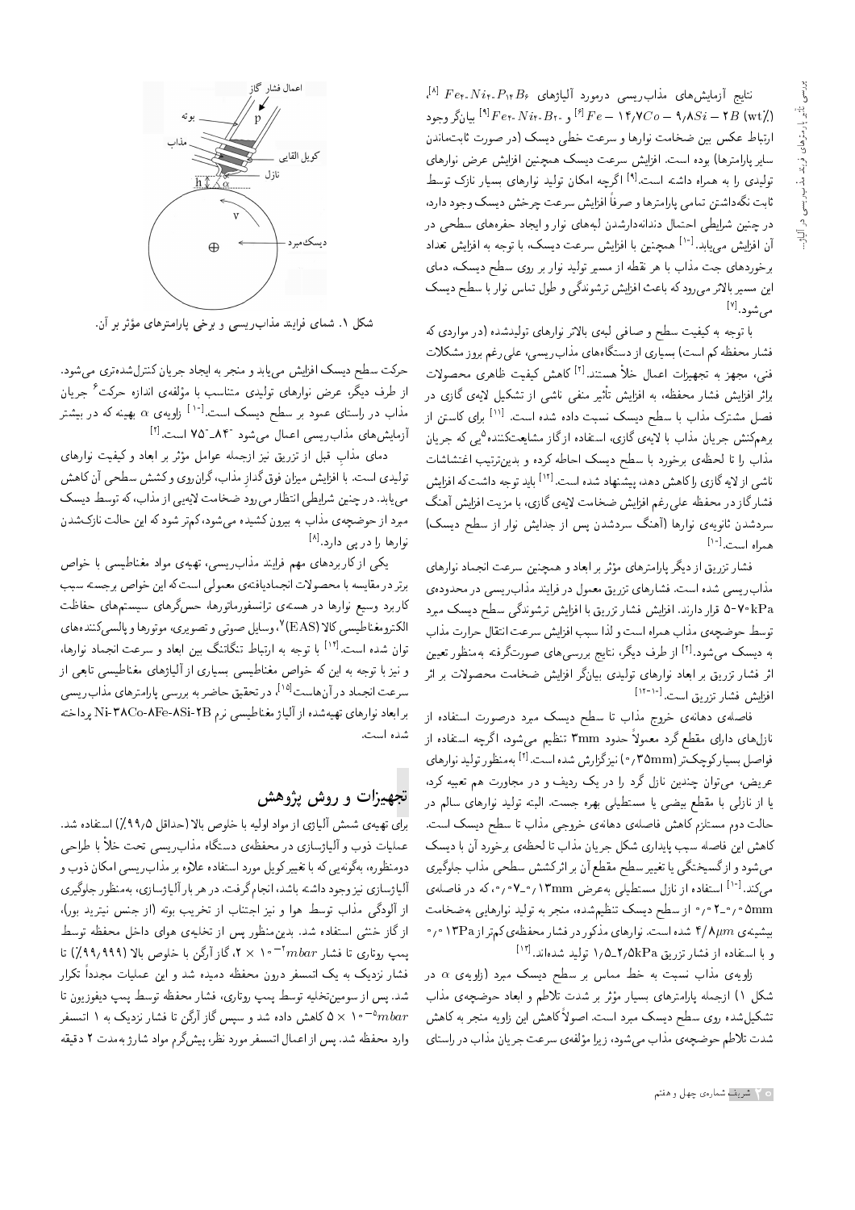نتایج آزمایش‌های مذاب‌ریسی درمورد آلیاژهای $Fe_{40}Ni_{40}P_{14}B_{6}$ [8]، $Fe-14/7Co-9/8Si-2B$ (wt%) [6] و $Fe_{40}Ni_{40}B_{20}$ [9] بیانگر وجود ارتباط عکس بین ضخامت نوارها و سرعت خطی دیسک (در صورت ثابت‌ماندن سایر پارامترها) بوده است. افزایش سرعت دیسک همچنین افزایش عرض نوارهای تولیدی را به همراه داشته است.[9] اگرچه امکان تولید نوارهای بسیار نازک توسط ثابت نگه‌داشتن تمامی پارامترها و صرفاً افزایش سرعت چرخش دیسک وجود دارد، در چنین شرایطی احتمال دندانه‌دارشدن لبه‌های نوار و ایجاد حفره‌های سطحی در آن افزایش می‌یابد.[10] همچنین با افزایش سرعت دیسک، با توجه به افزایش تعداد برخوردهای جت مذاب با هر نقطه از مسیر تولید نوار بر روی سطح دیسک، دمای این مسیر بالاتر می‌رود که باعث افزایش ترشوندگی و طول تماس نوار با سطح دیسک می‌شود.[7]

با توجه به کیفیت سطح و صافی لبه‌ی بالاتر نوارهای تولیدشده (در مواردی که فشار محفظه کم است) بسیاری از دستگاه‌های مذاب‌ریسی، علی‌رغم بروز مشکلات فنی، مجهز به تجهیزات اعمال خلأ هستند.[2] کاهش کیفیت ظاهری محصولات براثر افزایش فشار محفظه، به افزایش تأثیر منفی ناشی از تشکیل لایه‌ی گازی در فصل مشترک مذاب با سطح دیسک نسبت داده شده است. [11] برای کاستن از برهم‌کنش جریان مذاب با لایه‌ی گازی، استفاده از گاز مشایعت‌کننده[5]یی که جریان مذاب را تا لحظه‌ی برخورد با سطح دیسک احاطه کرده و بدین‌ترتیب اغتشاشات ناشی از لایه گازی را کاهش دهد، پیشنهاد شده است.[12] باید توجه داشت که افزایش فشار گاز در محفظه علی‌رغم افزایش ضخامت لایه‌ی گازی، با مزیت افزایش آهنگ سردشدن ثانویه‌ی نوارها (آهنگ سردشدن پس از جدایش نوار از سطح دیسک) همراه است.[10]

فشار تزریق از دیگر پارامترهای مؤثر بر ابعاد و همچنین سرعت انجماد نوارهای مذاب‌ریسی شده است. فشارهای تزریق معمول در فرایند مذاب‌ریسی در محدوده‌ی 5-70kPa قرار دارند. افزایش فشار تزریق با افزایش ترشوندگی سطح دیسک مبرد توسط حوضچه‌ی مذاب همراه است و لذا سبب افزایش سرعت انتقال حرارت مذاب به دیسک می‌شود.[2] از طرف دیگر، نتایج بررسی‌های صورت‌گرفته به‌منظور تعیین اثر فشار تزریق بر ابعاد نوارهای تولیدی بیانگر افزایش ضخامت محصولات بر اثر افزایش فشار تزریق است.[10-12]

فاصله‌ی دهانه‌ی خروج مذاب تا سطح دیسک مبرد درصورت استفاده از نازل‌های دارای مقطع گرد معمولاً حدود 3mm تنظیم می‌شود، اگرچه استفاده از فواصل بسیار کوچک‌تر (0/35mm) نیز گزارش شده است.[2] به‌منظور تولید نوارهای عریض، می‌توان چندین نازل گرد را در یک ردیف و در مجاورت هم تعبیه کرد، یا از نازلی با مقطع بیضی یا مستطیلی بهره جست. البته تولید نوارهای سالم در حالت دوم مستلزم کاهش فاصله‌ی دهانه‌ی خروجی مذاب تا سطح دیسک است. کاهش این فاصله سبب پایداری شکل جریان مذاب تا لحظه‌ی برخورد آن با دیسک می‌شود و ازگسیختگی یا تغییر سطح مقطع آن بر اثر کشش سطحی مذاب جلوگیری می‌کند.[10] استفاده از نازل مستطیلی به‌عرض 13mm $\times$ 0/07-0/07، که در فاصله‌ی 0/05-0/2mm از سطح دیسک تنظیم‌شده، منجر به تولید نوارهایی به‌ضخامت بیشینه‌ی $4/8\mu m$ شده است. نوارهای مذکور در فشار محفظه‌ی کم‌تر از 130Pa و با استفاده از فشار تزریق 1/5-2/5kPa تولید شده‌اند.[13]

زاویه‌ی مذاب نسبت به خط مماس بر سطح دیسک مبرد (زاویه‌ی $\alpha$ در شکل 1) ازجمله پارامترهای بسیار مؤثر بر شدت تلاطم و ابعاد حوضچه‌ی مذاب تشکیل‌شده روی سطح دیسک مبرد است. اصولاً کاهش این زاویه منجر به کاهش شدت تلاطم حوضچه‌ی مذاب می‌شود، زیرا مؤلفه‌ی سرعت جریان مذاب در راستای

اعمال فشار گاز
بوته
p
مذاب
کویل القایی
نازل
h
$\alpha$
v
دیسک مبرد

شکل 1. شمای فرایند مذاب‌ریسی و برخی پارامترهای مؤثر بر آن.

حرکت سطح دیسک افزایش می‌یابد و منجر به ایجاد جریان کنترل‌شده‌تری می‌شود. از طرف دیگر، عرض نوارهای تولیدی متناسب با مؤلفه‌ی اندازه حرکت[6] جریان مذاب در راستای عمود بر سطح دیسک است.[10] زاویه‌ی $\alpha$ بهینه که در بیشتر آزمایش‌های مذاب‌ریسی اعمال می‌شود °75-°84 است.[2]

دمای مذاب قبل از تزریق نیز ازجمله عوامل مؤثر بر ابعاد و کیفیت نوارهای تولیدی است. با افزایش میزان فوق گداز مذاب، گران‌روی و کشش سطحی آن کاهش می‌یابد. در چنین شرایطی انتظار می‌رود ضخامت لایه‌یی از مذاب، که توسط دیسک مبرد از حوضچه‌ی مذاب به بیرون کشیده می‌شود، کم‌تر شود که این حالت نازک‌شدن نوارها را در پی دارد.[8]

یکی از کاربردهای مهم فرایند مذاب‌ریسی، تهیه‌ی مواد مغناطیسی با خواص برتر در مقایسه با محصولات انجمادیافته‌ی معمولی است که این خواص برجسته سبب کاربرد وسیع نوارها در هسته‌ی ترانسفورماتورها، حس‌گرهای سیستم‌های حفاظت الکترومغناطیسی کالا (EAS)[7]، وسایل صوتی و تصویری، موتورها و پالس‌کننده‌های توان شده است.[14] با توجه به ارتباط تنگاتنگ بین ابعاد و سرعت انجماد نوارها، و نیز با توجه به این که خواص مغناطیسی بسیاری از آلیاژهای مغناطیسی تابعی از سرعت انجماد در آن‌هاست[15]، در تحقیق حاضر به بررسی پارامترهای مذاب‌ریسی بر ابعاد نوارهای تهیه‌شده از آلیاژ مغناطیسی نرم Ni-38Co-8Fe-8Si-2B پرداخته شده است.

## تجهیزات و روش پژوهش

برای تهیه‌ی شمش آلیاژی از مواد اولیه با خلوص بالا (حداقل 99/5%) استفاده شد. عملیات ذوب و آلیاژسازی در محفظه‌ی دستگاه مذاب‌ریسی تحت خلأ با طراحی دومنظوره، به‌گونه‌یی که با تغییر کویل مورد استفاده علاوه بر مذاب‌ریسی امکان ذوب و آلیاژسازی نیز وجود داشته باشد، انجام گرفت. در هر بار آلیاژسازی، به‌منظور جلوگیری از آلودگی مذاب توسط هوا و نیز اجتناب از تخریب بوته (از جنس نیترید بور)، از گاز خنثی استفاده شد. بدین‌منظور پس از تخلیه‌ی هوای داخل محفظه توسط پمپ روتاری تا فشار $2\times10^{-2}mbar$، گاز آرگن با خلوص بالا (99/999%) تا فشار نزدیک به یک اتمسفر درون محفظه دمیده شد و این عملیات مجدداً تکرار شد. پس از سومین تخلیه توسط پمپ روتاری، فشار محفظه توسط پمپ دیفوزیون تا $5\times10^{-5}mbar$ کاهش داده شد و سپس گاز آرگن تا فشار نزدیک به 1 اتمسفر وارد محفظه شد. پس از اعمال اتمسفر مورد نظر، پیش‌گرم مواد شارژ به‌مدت 2 دقیقه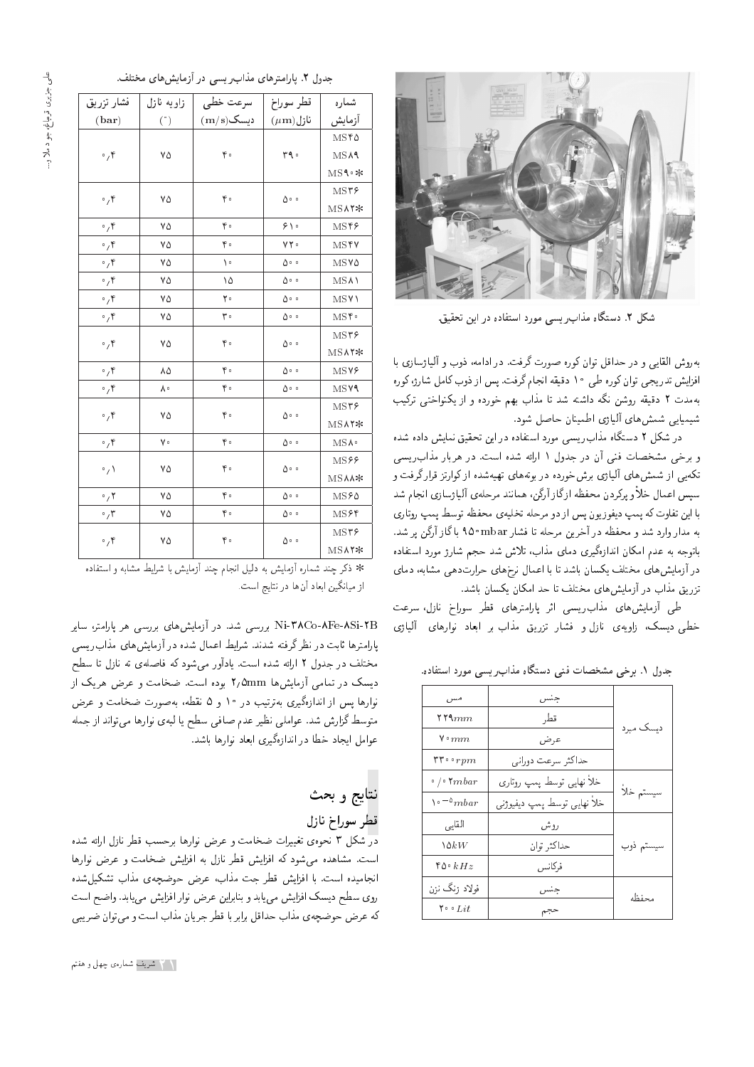شکل ۲. دستگاه مذاب‌ریسی مورد استفاده در این تحقیق.

به‌روش القایی و در حداقل توان کوره صورت گرفت. در ادامه، ذوب و آلیاژسازی با افزایش تدریجی توان کوره طی ۱۰ دقیقه انجام گرفت. پس از ذوب کامل شارژ، کوره به‌مدت ۲ دقیقه روشن نگه داشته شد تا مذاب بهم خورده و از یکنواختی ترکیب شیمیایی شمش‌های آلیاژی اطمینان حاصل شود.

در شکل ۲ دستگاه مذاب‌ریسی مورد استفاده در این تحقیق نمایش داده شده و برخی مشخصات فنی آن در جدول ۱ ارائه شده است. در هر بار مذاب‌ریسی تکه‌یی از شمش‌های آلیاژی برش‌خورده در بوته‌های تهیه‌شده از کوارتز قرار گرفت و سپس اعمال خلأ و پرکردن محفظه از گاز آرگن، همانند مرحله‌ی آلیاژسازی انجام شد با این تفاوت که پمپ دیفوزیون پس از دو مرحله تخلیه‌ی محفظه توسط پمپ روتاری به مدار وارد شد و محفظه در آخرین مرحله تا فشار ۹۵۰mbar با گاز آرگن پر شد. باتوجه به عدم امکان اندازه‌گیری دمای مذاب، تلاش شد حجم شارژ مورد استفاده در آزمایش‌های مختلف یکسان باشد تا با اعمال نرخ‌های حرارت‌دهی مشابه، دمای تزریق مذاب در آزمایش‌های مختلف تا حد امکان یکسان باشد.

طی آزمایش‌های مذاب‌ریسی اثر پارامترهای قطر سوراخ نازل، سرعت خطی دیسک، زاویه‌ی نازل و فشار تزریق مذاب بر ابعاد نوارهای آلیاژی

جدول ۱. برخی مشخصات فنی دستگاه مذاب‌ریسی مورد استفاده.

| | | |
|---|---|---|
| دیسک مبرد | جنس | مس |
| | قطر | ۲۲۹mm |
| | عرض | ۷۰mm |
| | حداکثر سرعت دورانی | ۳۳۰۰rpm |
| سیستم خلأ | خلأ نهایی توسط پمپ روتاری | ۰/۰۲mbar |
| | خلأ نهایی توسط پمپ دیفیوژنی | $10^{-5}mbar$ |
| سیستم ذوب | روش | القایی |
| | حداکثر توان | ۱۵kW |
| | فرکانس | ۴۵۰kHz |
| محفظه | جنس | فولاد زنگ نزن |
| | حجم | ۲۰۰Lit |

جدول ۲. پارامترهای مذاب‌ریسی در آزمایش‌های مختلف.

| شماره آزمایش | قطر سوراخ نازل($\mu$m) | سرعت خطی دیسک(m/s) | زاویه نازل (°) | فشار تزریق (bar) |
|---|---|---|---|---|
| MS۴۵، MS۸۹، MS۹۰* | ۳۹۰ | ۴۰ | ۷۵ | ۰/۴ |
| MS۳۶، MS۸۲* | ۵۰۰ | ۴۰ | ۷۵ | ۰/۴ |
| MS۴۶ | ۶۱۰ | ۴۰ | ۷۵ | ۰/۴ |
| MS۴۷ | ۷۲۰ | ۴۰ | ۷۵ | ۰/۴ |
| MS۷۵ | ۵۰۰ | ۱۰ | ۷۵ | ۰/۴ |
| MS۸۱ | ۵۰۰ | ۱۵ | ۷۵ | ۰/۴ |
| MS۷۱ | ۵۰۰ | ۲۰ | ۷۵ | ۰/۴ |
| MS۴۰ | ۵۰۰ | ۳۰ | ۷۵ | ۰/۴ |
| MS۳۶، MS۸۲* | ۵۰۰ | ۴۰ | ۷۵ | ۰/۴ |
| MS۷۶ | ۵۰۰ | ۴۰ | ۸۵ | ۰/۴ |
| MS۷۹ | ۵۰۰ | ۴۰ | ۸۰ | ۰/۴ |
| MS۳۶، MS۸۲* | ۵۰۰ | ۴۰ | ۷۵ | ۰/۴ |
| MS۸۰ | ۵۰۰ | ۴۰ | ۷۰ | ۰/۴ |
| MS۶۶، MS۸۸* | ۵۰۰ | ۴۰ | ۷۵ | ۰/۱ |
| MS۶۵ | ۵۰۰ | ۴۰ | ۷۵ | ۰/۲ |
| MS۶۴ | ۵۰۰ | ۴۰ | ۷۵ | ۰/۳ |
| MS۳۶، MS۸۲* | ۵۰۰ | ۴۰ | ۷۵ | ۰/۴ |

* ذکر چند شماره آزمایش به دلیل انجام چند آزمایش با شرایط مشابه و استفاده از میانگین ابعاد آن‌ها در نتایج است.

Ni-۳۸Co-۸Fe-۸Si-۲B بررسی شد. در آزمایش‌های بررسی هر پارامتر، سایر پارامترها ثابت در نظر گرفته شدند. شرایط اعمال شده در آزمایش‌های مذاب‌ریسی مختلف در جدول ۲ ارائه شده است. یادآور می‌شود که فاصله‌ی نه نازل تا سطح دیسک در تمامی آزمایش‌ها ۲/۵mm بوده است. ضخامت و عرض هریک از نوارها پس از اندازه‌گیری به‌ترتیب در ۱۰ و ۵ نقطه، به‌صورت ضخامت و عرض متوسط گزارش شد. عواملی نظیر عدم صافی سطح یا لبه‌ی نوارها می‌تواند از جمله عوامل ایجاد خطا در اندازه‌گیری ابعاد نوارها باشد.

## نتایج و بحث

### قطر سوراخ نازل

در شکل ۳ نحوه‌ی تغییرات ضخامت و عرض نوارها برحسب قطر نازل ارائه شده است. مشاهده می‌شود که افزایش قطر نازل به افزایش ضخامت و عرض نوارها انجامیده است. با افزایش قطر جت مذاب، عرض حوضچه‌ی مذاب تشکیل‌شده روی سطح دیسک افزایش می‌یابد و بنابراین عرض نوار افزایش می‌یابد. واضح است که عرض حوضچه‌ی مذاب حداقل برابر با قطر جریان مذاب است و می‌توان ضریبی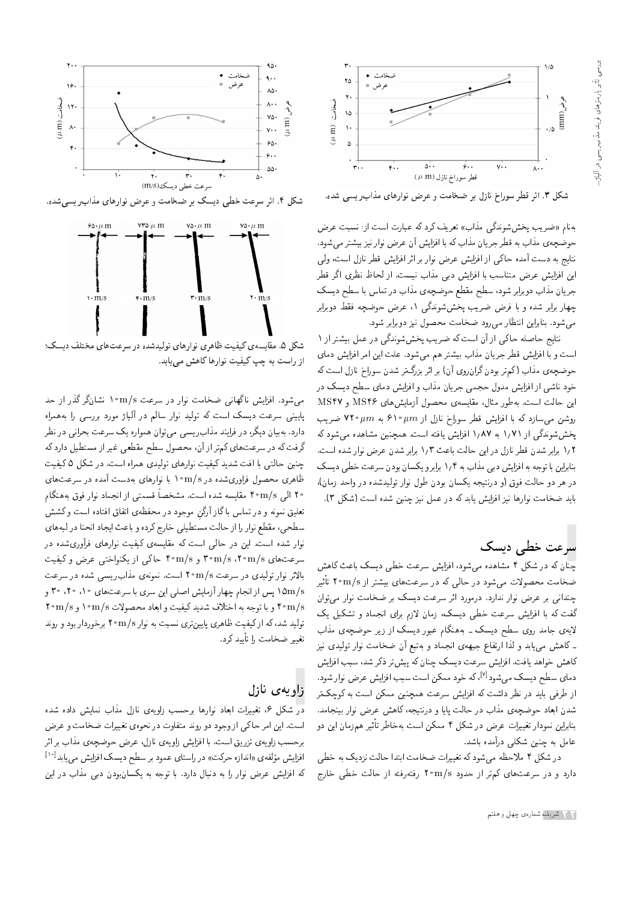۳۰
۲۵
۲۰
۱۵
۱۰
۵
۰
ضخامت
عرض
ضخامت ($\mu$ m)
عرض (mm)
۱/۵
۱
۰/۵
۰
۳۰۰
۴۰۰
۵۰۰
۶۰۰
۷۰۰
۸۰۰
قطر سوراخ نازل ($\mu$ m)

شکل ۳. اثر قطر سوراخ نازل بر ضخامت و عرض نوارهای مذاب‌ریسی شده.

به‌نام «ضریب پخش‌شوندگی مذاب» تعریف کرد که عبارت است از: نسبت عرض حوضچه‌ی مذاب به قطر جریان مذاب که با افزایش آن عرض نوار نیز بیشتر می‌شود. نتایج به دست آمده حاکی از افزایش عرض نوار بر اثر افزایش قطر نازل است، ولی این افزایش عرض متناسب با افزایش دبی مذاب نیست. از لحاظ نظری اگر قطر جریان مذاب دوبرابر شود، سطح مقطع حوضچه‌ی مذاب در تماس با سطح دیسک چهار برابر شده و با فرض ضریب پخش‌شوندگی ۱، عرض حوضچه فقط دوبرابر می‌شود. بنابراین انتظار می‌رود ضخامت محصول نیز دوبرابر شود.

نتایج حاصله حاکی از آن است که ضریب پخش‌شوندگی در عمل بیشتر از ۱ است و با افزایش قطر جریان مذاب بیشتر هم می‌شود. علت این امر افزایش دمای حوضچه‌ی مذاب (کم‌تر بودن گران‌روی آن) بر اثر بزرگ‌تر شدن سوراخ نازل است که خود ناشی از افزایش مدول حجمی جریان مذاب و افزایش دمای سطح دیسک در این حالت است. به‌طور مثال، مقایسه‌ی محصول آزمایش‌های MS۴۶ و MS۴۷ روشن می‌سازد که با افزایش قطر سوراخ نازل از ۶۱۰ $\mu m$ به ۷۲۰ $\mu m$ ضریب پخش‌شوندگی از ۱/۷۱ به ۱/۸۷ افزایش یافته است. همچنین مشاهده می‌شود که ۱/۲ برابر شدن قطر نازل در این حالت باعث ۱/۳ برابر شدن عرض نوار شده است. بنابراین با توجه به افزایش دبی مذاب به ۱/۴ برابر و یکسان بودن سرعت خطی دیسک در هر دو حالت فوق (و درنتیجه یکسان بودن طول نوار تولیدشده در واحد زمان)، باید ضخامت نوارها نیز افزایش یابد که در عمل نیز چنین شده است (شکل ۳).

## سرعت خطی دیسک

چنان که در شکل ۴ مشاهده می‌شود، افزایش سرعت خطی دیسک باعث کاهش ضخامت محصولات می‌شود در حالی که در سرعت‌های بیشتر از ۲۰m/s تأثیر چندانی بر عرض نوار ندارد. درمورد اثر سرعت دیسک بر ضخامت نوار می‌توان گفت که با افزایش سرعت خطی دیسک، زمان لازم برای انجماد و تشکیل یک لایه‌ی جامد روی سطح دیسک ـ به‌هنگام عبور دیسک از زیر حوضچه‌ی مذاب ـ کاهش می‌یابد و لذا ارتفاع جبهه‌ی انجماد و به‌تبع آن ضخامت نوار تولیدی نیز کاهش خواهد یافت. افزایش سرعت دیسک چنان که پیش‌تر ذکر شد، سبب افزایش دمای سطح دیسک می‌شود[۷]، که خود ممکن است سبب افزایش عرض نوار شود. از طرفی باید در نظر داشت که افزایش سرعت همچنین ممکن است به کوچک‌تر شدن ابعاد حوضچه‌ی مذاب در حالت پایا و درنتیجه، کاهش عرض نوار بینجامد. بنابراین نمودار تغییرات عرض در شکل ۴ ممکن است به‌خاطر تأثیر هم‌زمان این دو عامل به چنین شکلی درآمده باشد.

در شکل ۴ ملاحظه می‌شود که تغییرات ضخامت ابتدا حالت نزدیک به خطی دارد و در سرعت‌های کم‌تر از حدود ۲۰m/s رفته‌رفته از حالت خطی خارج

۲۰۰
۱۶۰
۱۲۰
۸۰
۴۰
۰
ضخامت
عرض
ضخامت ($\mu$ m)
عرض ($\mu$ m)
۹۵۰
۹۰۰
۸۵۰
۸۰۰
۷۵۰
۷۰۰
۶۵۰
۶۰۰
۵۵۰
۰
۱۰
۲۰
۳۰
۴۰
۵۰
سرعت خطی دیسک (m/s)

شکل ۴. اثر سرعت خطی دیسک بر ضخامت و عرض نوارهای مذاب‌ریسی‌شده.

۶۵۰ $\mu$ m
۷۳۵ $\mu$ m
۷۵۰ $\mu$ m
۷۵۰ $\mu$ m
۱۰m/s
۴۰m/s
۳۰m/s
۲۰m/s

شکل ۵. مقایسه‌ی کیفیت ظاهری نوارهای تولیدشده در سرعت‌های مختلف دیسک؛ از راست به چپ کیفیت نوارها کاهش می‌یابد.

می‌شود. افزایش ناگهانی ضخامت نوار در سرعت ۱۰m/s نشانگر گذر از حد پایینی سرعت دیسک است که تولید نوار سالم در آلیاژ مورد بررسی را به‌همراه دارد. به‌بیان دیگر، در فرایند مذاب‌ریسی می‌توان همواره یک سرعت بحرانی در نظر گرفت که در سرعت‌های کم‌تر از آن، محصول سطح مقطعی غیر از مستطیل دارد که چنین حالتی با افت شدید کیفیت نوارهای تولیدی همراه است. در شکل ۵ کیفیت ظاهری محصول فراوری‌شده در ۱۰m/s با نوارهای به‌دست آمده در سرعت‌های ۲۰ الی ۴۰m/s مقایسه شده است. مشخصاً قسمتی از انجماد نوار فوق به‌هنگام تعلیق نمونه و در تماس با گاز آرگن موجود در محفظه‌ی اتفاق افتاده است و کشش سطحی، مقطع نوار را از حالت مستطیلی خارج کرده و باعث ایجاد انحنا در لبه‌های نوار شده است. این در حالی است که مقایسه‌ی کیفیت نوارهای فرآوری‌شده در سرعت‌های ۲۰m/s، ۳۰m/s و ۴۰m/s حاکی از یکنواختی عرض و کیفیت بالاتر نوار تولیدی در سرعت ۲۰m/s است. نمونه‌ی مذاب‌ریسی شده در سرعت ۱۵m/s پس از انجام چهار آزمایش اصلی این سری با سرعت‌های ۱۰، ۲۰، ۳۰ و ۴۰m/s و با توجه به اختلاف شدید کیفیت و ابعاد محصولات ۱۰m/s و ۲۰m/s تولید شد، که از کیفیت ظاهری پایین‌تری نسبت به نوار ۲۰m/s برخوردار بود و روند تغییر ضخامت را تأیید کرد.

## زاویه‌ی نازل

در شکل ۶، تغییرات ابعاد نوارها برحسب زاویه‌ی نازل مذاب نمایش داده شده است. این امر حاکی از وجود دو روند متفاوت در نحوه‌ی تغییرات ضخامت و عرض برحسب زاویه‌ی تزریق است. با افزایش زاویه‌ی نازل، عرض حوضچه‌ی مذاب بر اثر افزایش مؤلفه‌ی «اندازه حرکت» در راستای عمود بر سطح دیسک افزایش می‌یابد[۱۰] که افزایش عرض نوار را به دنبال دارد. با توجه به یکسان‌بودن دبی مذاب در این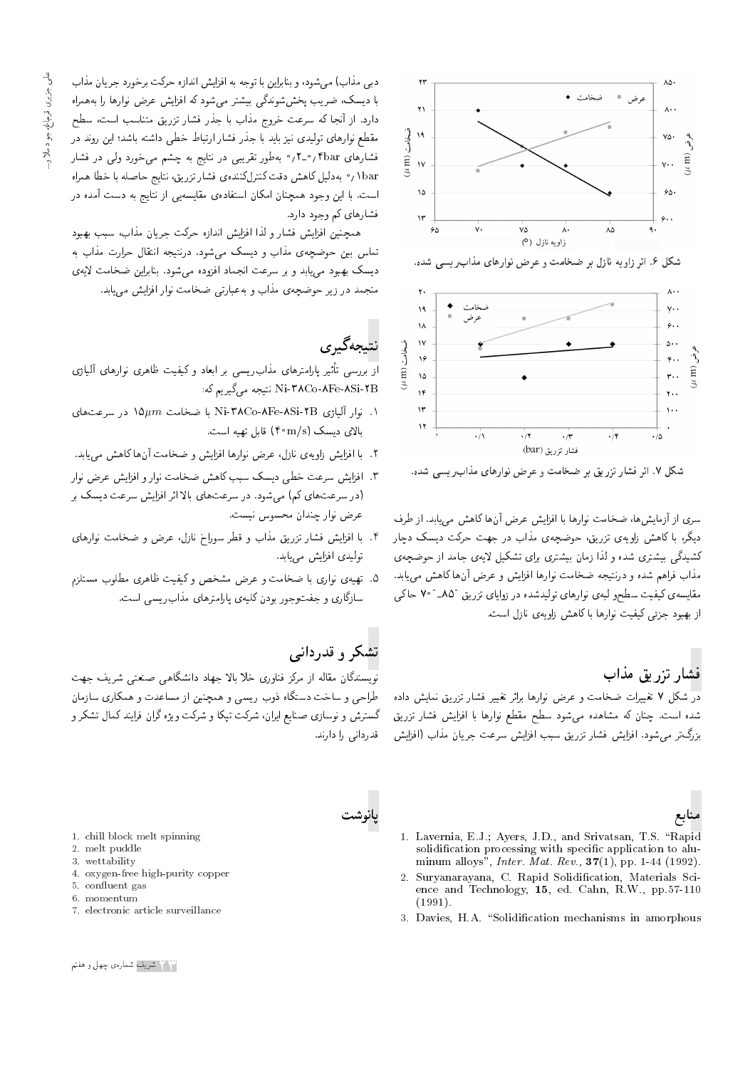۲۳
۲۱
۱۹
۱۷
۱۵
۱۳
ضخامت ($\mu$m)
۸۵۰
۸۰۰
۷۵۰
۷۰۰
۶۵۰
۶۰۰
عرض ($\mu$m)
ضخامت
عرض
۶۵ ۷۰ ۷۵ ۸۰ ۸۵ ۹۰
زاویه نازل (°)

شکل ۶. اثر زاویه نازل بر ضخامت و عرض نوارهای مذاب‌ریسی شده.

۲۰
۱۹
۱۸
۱۷
۱۶
۱۵
۱۴
۱۳
۱۲
ضخامت ($\mu$m)
۸۰۰
۷۰۰
۶۰۰
۵۰۰
۴۰۰
۳۰۰
۲۰۰
۱۰۰
۰
عرض ($\mu$m)
ضخامت
عرض
۰ ۰/۱ ۰/۲ ۰/۳ ۰/۴ ۰/۵
فشار تزریق (bar)

شکل ۷. اثر فشار تزریق بر ضخامت و عرض نوارهای مذاب‌ریسی شده.

سری از آزمایش‌ها، ضخامت نوارها با افزایش عرض آن‌ها کاهش می‌یابد. از طرف دیگر، با کاهش زاویه‌ی تزریق، حوضچه‌ی مذاب در جهت حرکت دیسک دچار کشیدگی بیشتری شده و لذا زمان بیشتری برای تشکیل لایه‌ی جامد از حوضچه‌ی مذاب فراهم شده و درنتیجه ضخامت نوارها افزایش و عرض آن‌ها کاهش می‌یابد. مقایسه‌ی کیفیت سطح و لبه‌ی نوارهای تولیدشده در زوایای تزریق °۸۵ـ°۷۰ حاکی از بهبود جزئی کیفیت نوارها با کاهش زاویه‌ی نازل است.

## فشار تزریق مذاب

در شکل ۷ تغییرات ضخامت و عرض نوارها برابر تغییر فشار تزریق نمایش داده شده است. چنان که مشاهده می‌شود سطح مقطع نوارها با افزایش فشار تزریق بزرگ‌تر می‌شود. افزایش فشار تزریق سبب افزایش سرعت جریان مذاب (افزایش دبی مذاب) می‌شود، و بنابراین با توجه به افزایش اندازه حرکت برخورد جریان مذاب با دیسک، ضریب پخش‌شوندگی بیشتر می‌شود که افزایش عرض نوارها را به‌همراه دارد. از آنجا که سرعت خروج مذاب با جذر فشار تزریق متناسب است، سطح مقطع نوارهای تولیدی نیز باید با جذر فشار ارتباط خطی داشته باشد؛ این روند در فشارهای ۰/۴bar ـ۰/۲ به‌طور تقریبی در نتایج به چشم می‌خورد ولی در فشار ۰/۱bar به‌دلیل کاهش دقت کنترل‌کننده‌ی فشار تزریق، نتایج حاصله با خطا همراه است. با این وجود همچنان امکان استفاده‌ی مقایسه‌یی از نتایج به دست آمده در فشارهای کم وجود دارد.

همچنین افزایش فشار و لذا افزایش اندازه حرکت جریان مذاب، سبب بهبود تماس بین حوضچه‌ی مذاب و دیسک می‌شود. درنتیجه انتقال حرارت مذاب به دیسک بهبود می‌یابد و بر سرعت انجماد افزوده می‌شود. بنابراین ضخامت لایه‌ی منجمد در زیر حوضچه‌ی مذاب و به‌عبارتی ضخامت نوار افزایش می‌یابد.

## نتیجه‌گیری

از بررسی تأثیر پارامترهای مذاب‌ریسی بر ابعاد و کیفیت ظاهری نوارهای آلیاژی Ni-۳۸Co-۸Fe-۸Si-۲B نتیجه می‌گیریم که:

۱. نوار آلیاژی Ni-۳۸Co-۸Fe-۸Si-۲B با ضخامت ۱۵$\mu m$ در سرعت‌های بالای دیسک (۴۰m/s) قابل تهیه است.

۲. با افزایش زاویه‌ی نازل، عرض نوارها افزایش و ضخامت آن‌ها کاهش می‌یابد.

۳. افزایش سرعت خطی دیسک سبب کاهش ضخامت نوار و افزایش عرض نوار (در سرعت‌های کم) می‌شود. در سرعت‌های بالا اثر افزایش سرعت دیسک بر عرض نوار چندان محسوس نیست.

۴. با افزایش فشار تزریق مذاب و قطر سوراخ نازل، عرض و ضخامت نوارهای تولیدی افزایش می‌یابد.

۵. تهیه‌ی نواری با ضخامت و عرض مشخص و کیفیت ظاهری مطلوب مستلزم سازگاری و جفت‌وجور بودن کلیه‌ی پارامترهای مذاب‌ریسی است.

## تشکر و قدردانی

نویسندگان مقاله از مرکز فناوری خلا بالا جهاد دانشگاهی صنعتی شریف جهت طراحی و ساخت دستگاه ذوب ریسی و همچنین از مساعدت و همکاری سازمان گسترش و نوسازی صنایع ایران، شرکت تپکا و شرکت ویژه گران فرایند کمال تشکر و قدردانی را دارند.

## پانوشت

1. chill block melt spinning
2. melt puddle
3. wettability
4. oxygen-free high-purity copper
5. confluent gas
6. momentum
7. electronic article surveillance

## منابع

1. Lavernia, E.J.; Ayers, J.D., and Srivatsan, T.S. "Rapid solidification processing with specific application to aluminum alloys", *Inter. Mat. Rev.*, **37**(1), pp. 1-44 (1992).
2. Suryanarayana, C. Rapid Solidification, Materials Science and Technology, **15**, ed. Cahn, R.W., pp.57-110 (1991).
3. Davies, H.A. "Solidification mechanisms in amorphous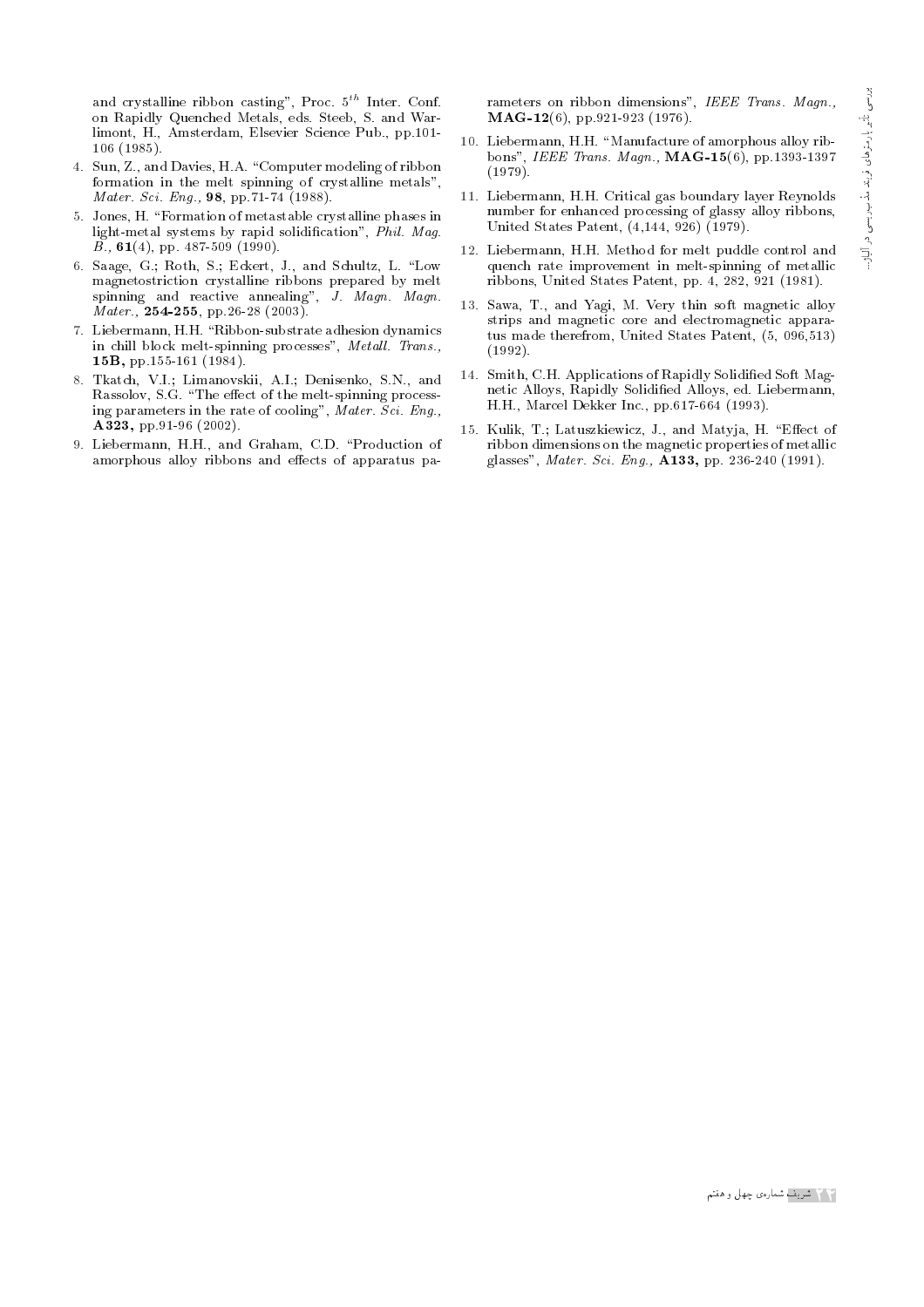and crystalline ribbon casting", Proc. $5^{th}$ Inter. Conf. on Rapidly Quenched Metals, eds. Steeb, S. and Warlimont, H., Amsterdam, Elsevier Science Pub., pp.101-106 (1985).

4. Sun, Z., and Davies, H.A. "Computer modeling of ribbon formation in the melt spinning of crystalline metals", *Mater. Sci. Eng.,* **98**, pp.71-74 (1988).
5. Jones, H. "Formation of metastable crystalline phases in light-metal systems by rapid solidification", *Phil. Mag. B.,* **61**(4), pp. 487-509 (1990).
6. Saage, G.; Roth, S.; Eckert, J., and Schultz, L. "Low magnetostriction crystalline ribbons prepared by melt spinning and reactive annealing", *J. Magn. Magn. Mater.,* **254-255**, pp.26-28 (2003).
7. Liebermann, H.H. "Ribbon-substrate adhesion dynamics in chill block melt-spinning processes", *Metall. Trans.,* **15B,** pp.155-161 (1984).
8. Tkatch, V.I.; Limanovskii, A.I.; Denisenko, S.N., and Rassolov, S.G. "The effect of the melt-spinning processing parameters in the rate of cooling", *Mater. Sci. Eng.,* **A323,** pp.91-96 (2002).
9. Liebermann, H.H., and Graham, C.D. "Production of amorphous alloy ribbons and effects of apparatus parameters on ribbon dimensions", *IEEE Trans. Magn.,* **MAG-12**(6), pp.921-923 (1976).
10. Liebermann, H.H. "Manufacture of amorphous alloy ribbons", *IEEE Trans. Magn.,* **MAG-15**(6), pp.1393-1397 (1979).
11. Liebermann, H.H. Critical gas boundary layer Reynolds number for enhanced processing of glassy alloy ribbons, United States Patent, (4,144, 926) (1979).
12. Liebermann, H.H. Method for melt puddle control and quench rate improvement in melt-spinning of metallic ribbons, United States Patent, pp. 4, 282, 921 (1981).
13. Sawa, T., and Yagi, M. Very thin soft magnetic alloy strips and magnetic core and electromagnetic apparatus made therefrom, United States Patent, (5, 096,513) (1992).
14. Smith, C.H. Applications of Rapidly Solidified Soft Magnetic Alloys, Rapidly Solidified Alloys, ed. Liebermann, H.H., Marcel Dekker Inc., pp.617-664 (1993).
15. Kulik, T.; Latuszkiewicz, J., and Matyja, H. "Effect of ribbon dimensions on the magnetic properties of metallic glasses", *Mater. Sci. Eng.,* **A133,** pp. 236-240 (1991).